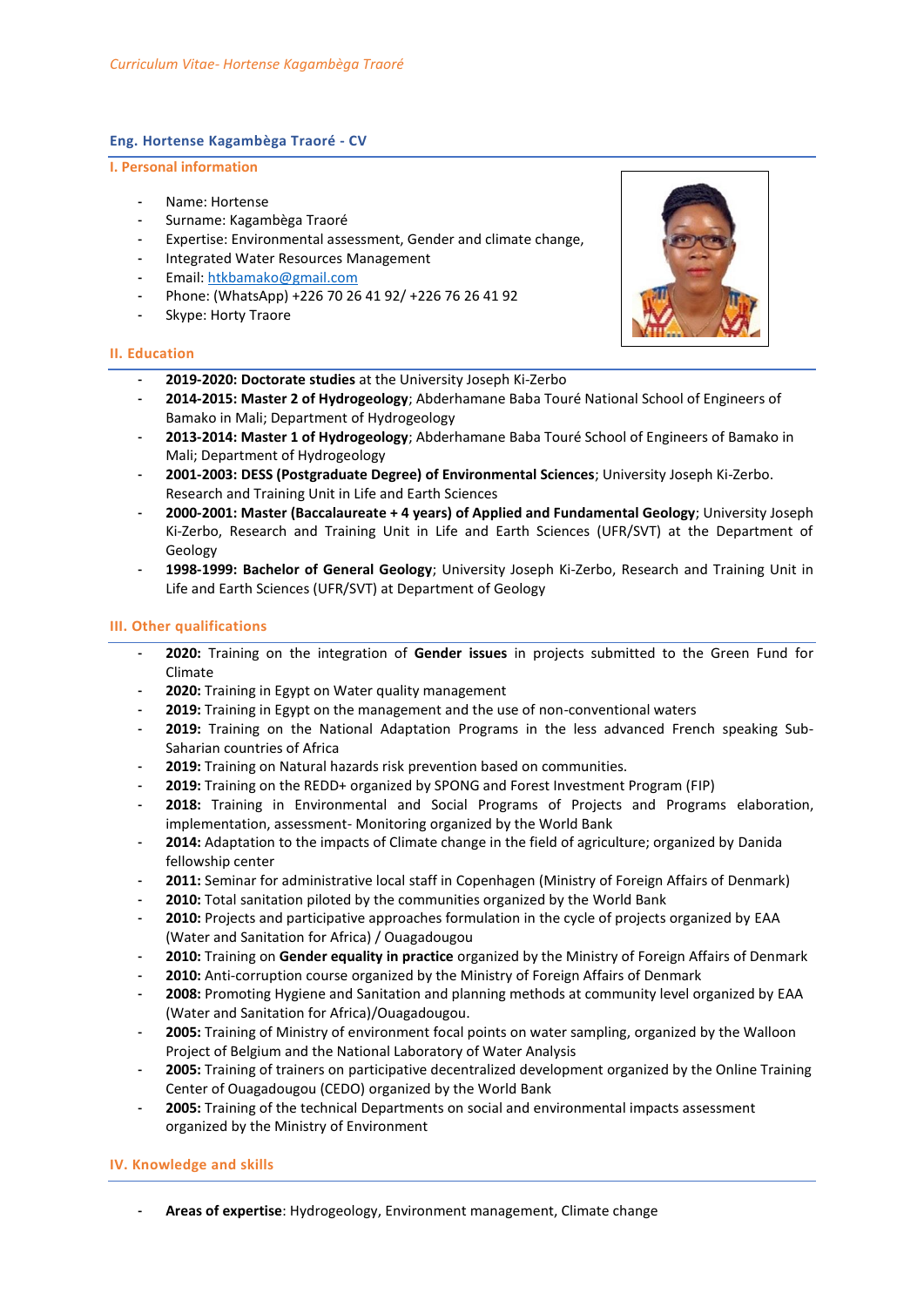# Eng. Hortense Kagambèga Traoré - CV

## I. Personal information

- Name: Hortense
- Surname: Kagambèga Traoré
- Expertise: Environmental assessment, Gender and climate change,
- Integrated Water Resources Management
- Email: htkbamako@gmail.com
- Phone: (WhatsApp) +226 70 26 41 92/ +226 76 26 41 92
- Skype: Horty Traore

## II. Education

- **2019-2020: Doctorate studies** at the University Joseph Ki-Zerbo
- **2014-2015: Master 2 of Hydrogeology**; Abderhamane Baba Touré National School of Engineers of Bamako in Mali; Department of Hydrogeology
- **2013-2014: Master 1 of Hydrogeology**; Abderhamane Baba Touré School of Engineers of Bamako in Mali; Department of Hydrogeology
- **2001-2003: DESS (Postgraduate Degree) of Environmental Sciences**; University Joseph Ki-Zerbo. Research and Training Unit in Life and Earth Sciences
- **2000-2001: Master (Baccalaureate + 4 years) of Applied and Fundamental Geology**; University Joseph Ki-Zerbo, Research and Training Unit in Life and Earth Sciences (UFR/SVT) at the Department of Geology
- **1998-1999: Bachelor of General Geology**; University Joseph Ki-Zerbo, Research and Training Unit in Life and Earth Sciences (UFR/SVT) at Department of Geology

## III. Other qualifications

- **2020:** Training on the integration of **Gender issues** in projects submitted to the Green Fund for Climate
- **2020:** Training in Egypt on Water quality management
- **2019:** Training in Egypt on the management and the use of non-conventional waters
- **2019:** Training on the National Adaptation Programs in the less advanced French speaking Sub-Saharian countries of Africa
- **2019:** Training on Natural hazards risk prevention based on communities.
- **2019:** Training on the REDD+ organized by SPONG and Forest Investment Program (FIP)
- **2018:** Training in Environmental and Social Programs of Projects and Programs elaboration, implementation, assessment- Monitoring organized by the World Bank
- **2014:** Adaptation to the impacts of Climate change in the field of agriculture; organized by Danida fellowship center
- **2011:** Seminar for administrative local staff in Copenhagen (Ministry of Foreign Affairs of Denmark)
- **2010:** Total sanitation piloted by the communities organized by the World Bank
- **2010:** Projects and participative approaches formulation in the cycle of projects organized by EAA (Water and Sanitation for Africa) / Ouagadougou
- **2010:** Training on **Gender equality in practice** organized by the Ministry of Foreign Affairs of Denmark
- **2010:** Anti-corruption course organized by the Ministry of Foreign Affairs of Denmark
- **2008:** Promoting Hygiene and Sanitation and planning methods at community level organized by EAA (Water and Sanitation for Africa)/Ouagadougou.
- **2005:** Training of Ministry of environment focal points on water sampling, organized by the Walloon Project of Belgium and the National Laboratory of Water Analysis
- **2005:** Training of trainers on participative decentralized development organized by the Online Training Center of Ouagadougou (CEDO) organized by the World Bank
- **2005:** Training of the technical Departments on social and environmental impacts assessment organized by the Ministry of Environment

## IV. Knowledge and skills

- **Areas of expertise**: Hydrogeology, Environment management, Climate change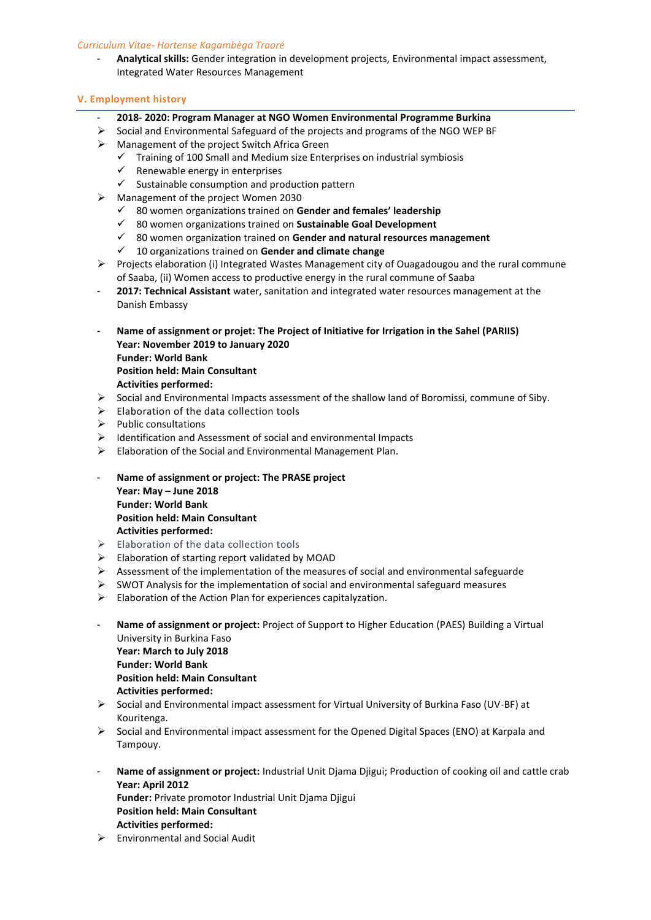- **Analytical skills:** Gender integration in development projects, Environmental impact assessment, Integrated Water Resources Management

## V. Employment history

- **2018- 2020: Program Manager at NGO Women Environmental Programme Burkina**
  - Social and Environmental Safeguard of the projects and programs of the NGO WEP BF
  - Management of the project Switch Africa Green
    - ✓ Training of 100 Small and Medium size Enterprises on industrial symbiosis
    - ✓ Renewable energy in enterprises
    - ✓ Sustainable consumption and production pattern
  - Management of the project Women 2030
    - ✓ 80 women organizations trained on **Gender and females' leadership**
    - ✓ 80 women organizations trained on **Sustainable Goal Development**
    - ✓ 80 women organization trained on **Gender and natural resources management**
    - ✓ 10 organizations trained on **Gender and climate change**
  - Projects elaboration (i) Integrated Wastes Management city of Ouagadougou and the rural commune of Saaba, (ii) Women access to productive energy in the rural commune of Saaba
- **2017: Technical Assistant** water, sanitation and integrated water resources management at the Danish Embassy

- **Name of assignment or projet: The Project of Initiative for Irrigation in the Sahel (PARIIS)**
  **Year: November 2019 to January 2020**
  **Funder: World Bank**
  **Position held: Main Consultant**
  **Activities performed:**
  - Social and Environmental Impacts assessment of the shallow land of Boromissi, commune of Siby.
  - Elaboration of the data collection tools
  - Public consultations
  - Identification and Assessment of social and environmental Impacts
  - Elaboration of the Social and Environmental Management Plan.

- **Name of assignment or project: The PRASE project**
  **Year: May – June 2018**
  **Funder: World Bank**
  **Position held: Main Consultant**
  **Activities performed:**
  - Elaboration of the data collection tools
  - Elaboration of starting report validated by MOAD
  - Assessment of the implementation of the measures of social and environmental safeguarde
  - SWOT Analysis for the implementation of social and environmental safeguard measures
  - Elaboration of the Action Plan for experiences capitalyzation.

- **Name of assignment or project:** Project of Support to Higher Education (PAES) Building a Virtual University in Burkina Faso
  **Year: March to July 2018**
  **Funder: World Bank**
  **Position held: Main Consultant**
  **Activities performed:**
  - Social and Environmental impact assessment for Virtual University of Burkina Faso (UV-BF) at Kouritenga.
  - Social and Environmental impact assessment for the Opened Digital Spaces (ENO) at Karpala and Tampouy.

- **Name of assignment or project:** Industrial Unit Djama Djigui; Production of cooking oil and cattle crab
  **Year: April 2012**
  **Funder:** Private promotor Industrial Unit Djama Djigui
  **Position held: Main Consultant**
  **Activities performed:**
  - Environmental and Social Audit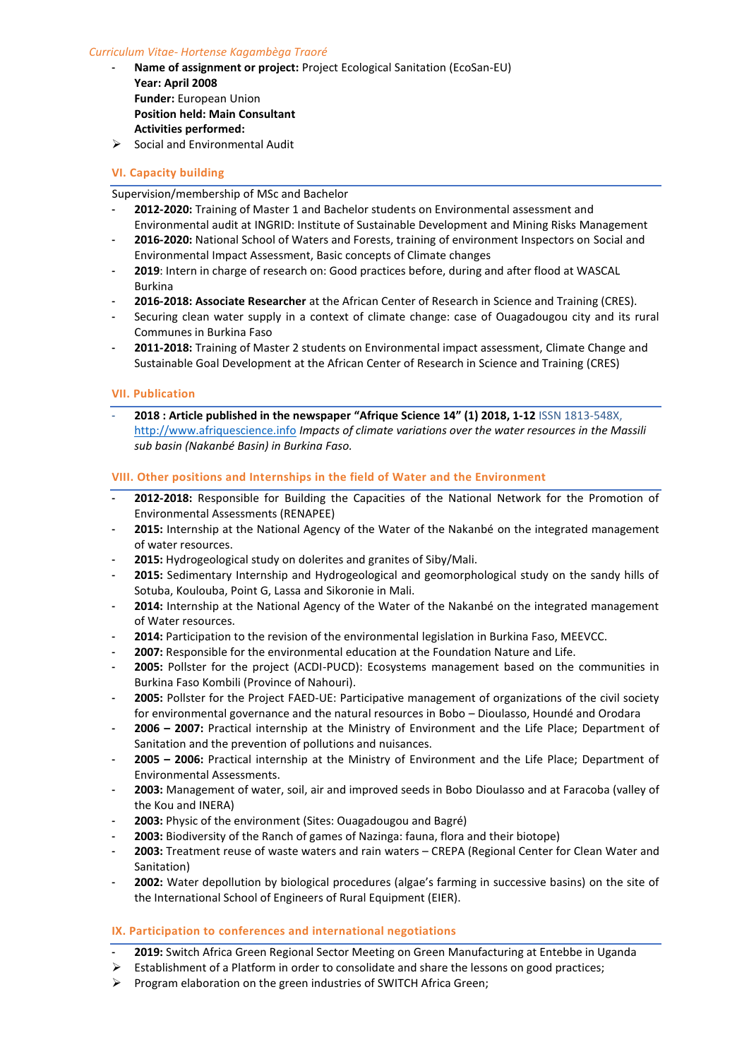- **Name of assignment or project:** Project Ecological Sanitation (EcoSan-EU)
  **Year: April 2008**
  **Funder:** European Union
  **Position held: Main Consultant**
  **Activities performed:**
- Social and Environmental Audit

## VI. Capacity building

Supervision/membership of MSc and Bachelor

- **2012-2020:** Training of Master 1 and Bachelor students on Environmental assessment and Environmental audit at INGRID: Institute of Sustainable Development and Mining Risks Management
- **2016-2020:** National School of Waters and Forests, training of environment Inspectors on Social and Environmental Impact Assessment, Basic concepts of Climate changes
- **2019**: Intern in charge of research on: Good practices before, during and after flood at WASCAL Burkina
- **2016-2018: Associate Researcher** at the African Center of Research in Science and Training (CRES).
- Securing clean water supply in a context of climate change: case of Ouagadougou city and its rural Communes in Burkina Faso
- **2011-2018:** Training of Master 2 students on Environmental impact assessment, Climate Change and Sustainable Goal Development at the African Center of Research in Science and Training (CRES)

## VII. Publication

- **2018 : Article published in the newspaper "Afrique Science 14" (1) 2018, 1-12** ISSN 1813-548X, http://www.afriquescience.info *Impacts of climate variations over the water resources in the Massili sub basin (Nakanbé Basin) in Burkina Faso.*

## VIII. Other positions and Internships in the field of Water and the Environment

- **2012-2018:** Responsible for Building the Capacities of the National Network for the Promotion of Environmental Assessments (RENAPEE)
- **2015:** Internship at the National Agency of the Water of the Nakanbé on the integrated management of water resources.
- **2015:** Hydrogeological study on dolerites and granites of Siby/Mali.
- **2015:** Sedimentary Internship and Hydrogeological and geomorphological study on the sandy hills of Sotuba, Koulouba, Point G, Lassa and Sikoronie in Mali.
- **2014:** Internship at the National Agency of the Water of the Nakanbé on the integrated management of Water resources.
- **2014:** Participation to the revision of the environmental legislation in Burkina Faso, MEEVCC.
- **2007:** Responsible for the environmental education at the Foundation Nature and Life.
- **2005:** Pollster for the project (ACDI-PUCD): Ecosystems management based on the communities in Burkina Faso Kombili (Province of Nahouri).
- **2005:** Pollster for the Project FAED-UE: Participative management of organizations of the civil society for environmental governance and the natural resources in Bobo – Dioulasso, Houndé and Orodara
- **2006 – 2007:** Practical internship at the Ministry of Environment and the Life Place; Department of Sanitation and the prevention of pollutions and nuisances.
- **2005 – 2006:** Practical internship at the Ministry of Environment and the Life Place; Department of Environmental Assessments.
- **2003:** Management of water, soil, air and improved seeds in Bobo Dioulasso and at Faracoba (valley of the Kou and INERA)
- **2003:** Physic of the environment (Sites: Ouagadougou and Bagré)
- **2003:** Biodiversity of the Ranch of games of Nazinga: fauna, flora and their biotope)
- **2003:** Treatment reuse of waste waters and rain waters – CREPA (Regional Center for Clean Water and Sanitation)
- **2002:** Water depollution by biological procedures (algae's farming in successive basins) on the site of the International School of Engineers of Rural Equipment (EIER).

## IX. Participation to conferences and international negotiations

- **2019:** Switch Africa Green Regional Sector Meeting on Green Manufacturing at Entebbe in Uganda
- Establishment of a Platform in order to consolidate and share the lessons on good practices;
- Program elaboration on the green industries of SWITCH Africa Green;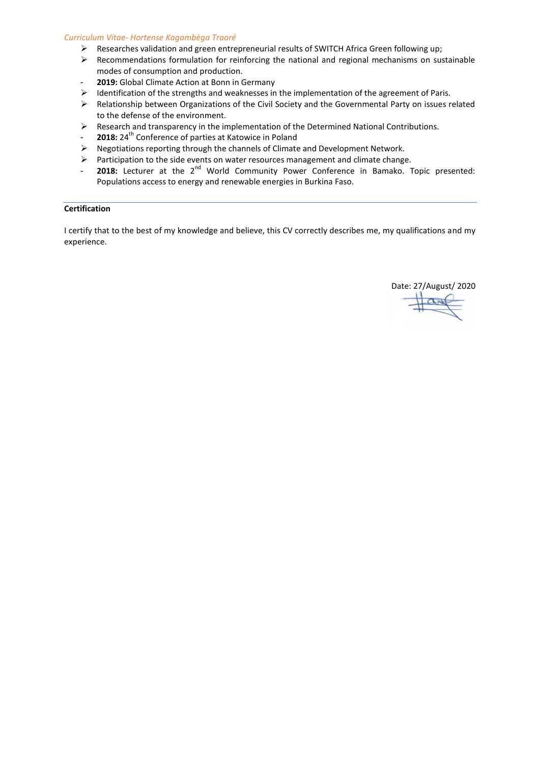- Researches validation and green entrepreneurial results of SWITCH Africa Green following up;
- Recommendations formulation for reinforcing the national and regional mechanisms on sustainable modes of consumption and production.

- **2019:** Global Climate Action at Bonn in Germany
  - Identification of the strengths and weaknesses in the implementation of the agreement of Paris.
  - Relationship between Organizations of the Civil Society and the Governmental Party on issues related to the defense of the environment.
  - Research and transparency in the implementation of the Determined National Contributions.
- **2018:** 24th Conference of parties at Katowice in Poland
  - Negotiations reporting through the channels of Climate and Development Network.
  - Participation to the side events on water resources management and climate change.
- **2018:** Lecturer at the 2nd World Community Power Conference in Bamako. Topic presented: Populations access to energy and renewable energies in Burkina Faso.

---

**Certification**

I certify that to the best of my knowledge and believe, this CV correctly describes me, my qualifications and my experience.

Date: 27/August/ 2020